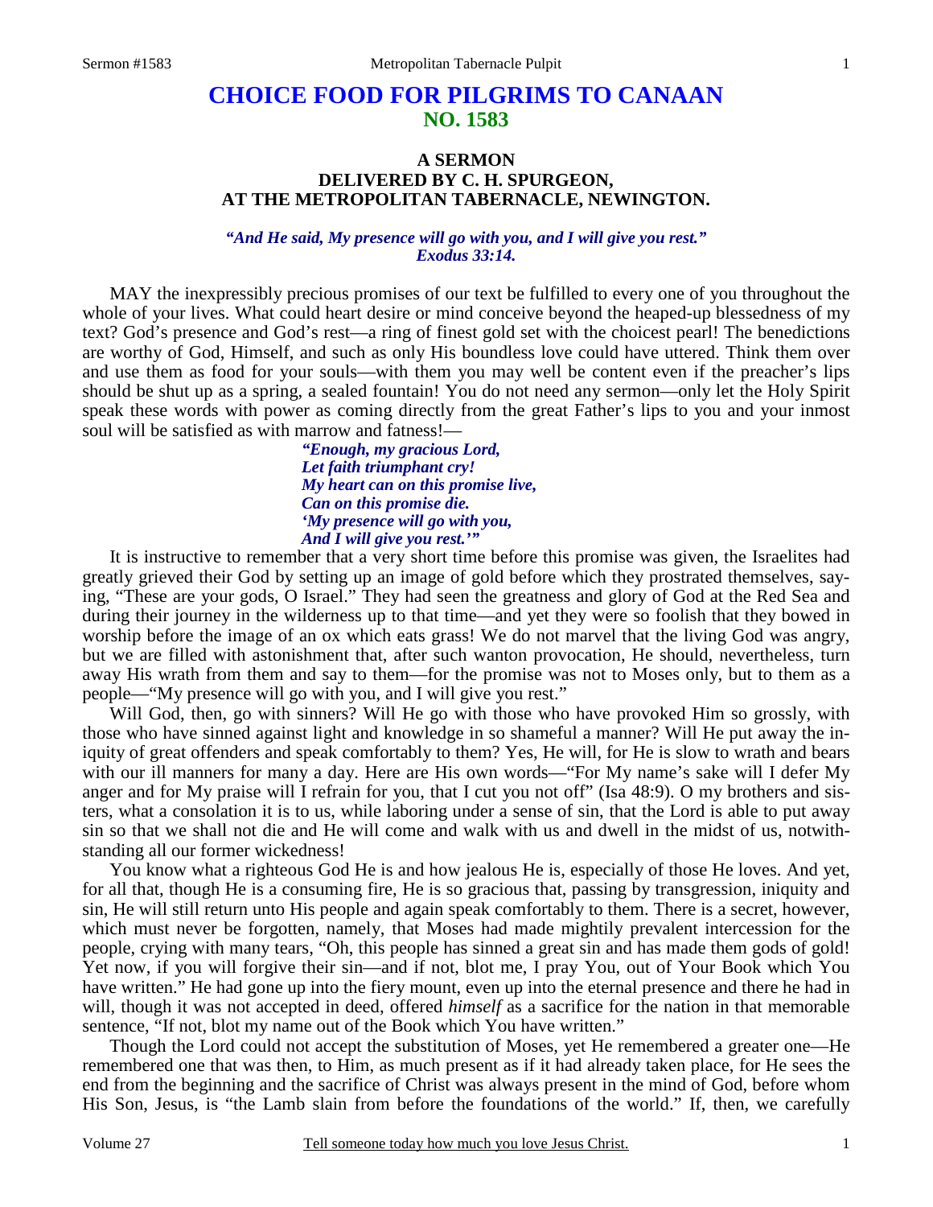# CHOICE FOOD FOR PILGRIMS TO CANAAN
## NO. 1583

### A SERMON DELIVERED BY C. H. SPURGEON, AT THE METROPOLITAN TABERNACLE, NEWINGTON.

*"And He said, My presence will go with you, and I will give you rest." Exodus 33:14.*

MAY the inexpressibly precious promises of our text be fulfilled to every one of you throughout the whole of your lives. What could heart desire or mind conceive beyond the heaped-up blessedness of my text? God's presence and God's rest—a ring of finest gold set with the choicest pearl! The benedictions are worthy of God, Himself, and such as only His boundless love could have uttered. Think them over and use them as food for your souls—with them you may well be content even if the preacher's lips should be shut up as a spring, a sealed fountain! You do not need any sermon—only let the Holy Spirit speak these words with power as coming directly from the great Father's lips to you and your inmost soul will be satisfied as with marrow and fatness!—

*"Enough, my gracious Lord,*
*Let faith triumphant cry!*
*My heart can on this promise live,*
*Can on this promise die.*
*'My presence will go with you,*
*And I will give you rest.'"*

It is instructive to remember that a very short time before this promise was given, the Israelites had greatly grieved their God by setting up an image of gold before which they prostrated themselves, saying, "These are your gods, O Israel." They had seen the greatness and glory of God at the Red Sea and during their journey in the wilderness up to that time—and yet they were so foolish that they bowed in worship before the image of an ox which eats grass! We do not marvel that the living God was angry, but we are filled with astonishment that, after such wanton provocation, He should, nevertheless, turn away His wrath from them and say to them—for the promise was not to Moses only, but to them as a people—"My presence will go with you, and I will give you rest."

Will God, then, go with sinners? Will He go with those who have provoked Him so grossly, with those who have sinned against light and knowledge in so shameful a manner? Will He put away the iniquity of great offenders and speak comfortably to them? Yes, He will, for He is slow to wrath and bears with our ill manners for many a day. Here are His own words—"For My name's sake will I defer My anger and for My praise will I refrain for you, that I cut you not off" (Isa 48:9). O my brothers and sisters, what a consolation it is to us, while laboring under a sense of sin, that the Lord is able to put away sin so that we shall not die and He will come and walk with us and dwell in the midst of us, notwithstanding all our former wickedness!

You know what a righteous God He is and how jealous He is, especially of those He loves. And yet, for all that, though He is a consuming fire, He is so gracious that, passing by transgression, iniquity and sin, He will still return unto His people and again speak comfortably to them. There is a secret, however, which must never be forgotten, namely, that Moses had made mightily prevalent intercession for the people, crying with many tears, "Oh, this people has sinned a great sin and has made them gods of gold! Yet now, if you will forgive their sin—and if not, blot me, I pray You, out of Your Book which You have written." He had gone up into the fiery mount, even up into the eternal presence and there he had in will, though it was not accepted in deed, offered *himself* as a sacrifice for the nation in that memorable sentence, "If not, blot my name out of the Book which You have written."

Though the Lord could not accept the substitution of Moses, yet He remembered a greater one—He remembered one that was then, to Him, as much present as if it had already taken place, for He sees the end from the beginning and the sacrifice of Christ was always present in the mind of God, before whom His Son, Jesus, is "the Lamb slain from before the foundations of the world." If, then, we carefully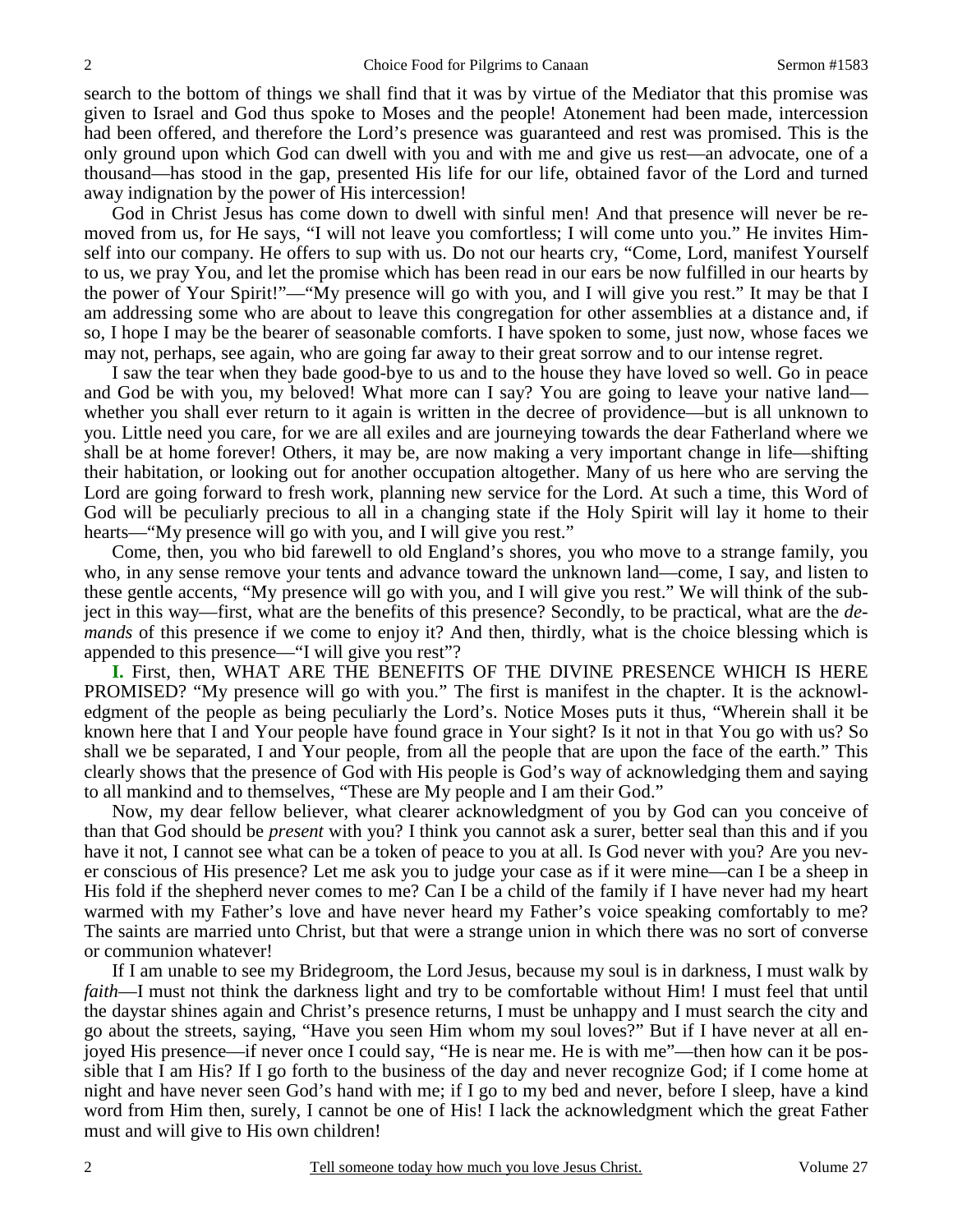search to the bottom of things we shall find that it was by virtue of the Mediator that this promise was given to Israel and God thus spoke to Moses and the people! Atonement had been made, intercession had been offered, and therefore the Lord's presence was guaranteed and rest was promised. This is the only ground upon which God can dwell with you and with me and give us rest—an advocate, one of a thousand—has stood in the gap, presented His life for our life, obtained favor of the Lord and turned away indignation by the power of His intercession!

God in Christ Jesus has come down to dwell with sinful men! And that presence will never be removed from us, for He says, "I will not leave you comfortless; I will come unto you." He invites Himself into our company. He offers to sup with us. Do not our hearts cry, "Come, Lord, manifest Yourself to us, we pray You, and let the promise which has been read in our ears be now fulfilled in our hearts by the power of Your Spirit!"—"My presence will go with you, and I will give you rest." It may be that I am addressing some who are about to leave this congregation for other assemblies at a distance and, if so, I hope I may be the bearer of seasonable comforts. I have spoken to some, just now, whose faces we may not, perhaps, see again, who are going far away to their great sorrow and to our intense regret.

I saw the tear when they bade good-bye to us and to the house they have loved so well. Go in peace and God be with you, my beloved! What more can I say? You are going to leave your native land—whether you shall ever return to it again is written in the decree of providence—but is all unknown to you. Little need you care, for we are all exiles and are journeying towards the dear Fatherland where we shall be at home forever! Others, it may be, are now making a very important change in life—shifting their habitation, or looking out for another occupation altogether. Many of us here who are serving the Lord are going forward to fresh work, planning new service for the Lord. At such a time, this Word of God will be peculiarly precious to all in a changing state if the Holy Spirit will lay it home to their hearts—"My presence will go with you, and I will give you rest."

Come, then, you who bid farewell to old England's shores, you who move to a strange family, you who, in any sense remove your tents and advance toward the unknown land—come, I say, and listen to these gentle accents, "My presence will go with you, and I will give you rest." We will think of the subject in this way—first, what are the benefits of this presence? Secondly, to be practical, what are the *demands* of this presence if we come to enjoy it? And then, thirdly, what is the choice blessing which is appended to this presence—"I will give you rest"?

**I.** First, then, WHAT ARE THE BENEFITS OF THE DIVINE PRESENCE WHICH IS HERE PROMISED? "My presence will go with you." The first is manifest in the chapter. It is the acknowledgment of the people as being peculiarly the Lord's. Notice Moses puts it thus, "Wherein shall it be known here that I and Your people have found grace in Your sight? Is it not in that You go with us? So shall we be separated, I and Your people, from all the people that are upon the face of the earth." This clearly shows that the presence of God with His people is God's way of acknowledging them and saying to all mankind and to themselves, "These are My people and I am their God."

Now, my dear fellow believer, what clearer acknowledgment of you by God can you conceive of than that God should be *present* with you? I think you cannot ask a surer, better seal than this and if you have it not, I cannot see what can be a token of peace to you at all. Is God never with you? Are you never conscious of His presence? Let me ask you to judge your case as if it were mine—can I be a sheep in His fold if the shepherd never comes to me? Can I be a child of the family if I have never had my heart warmed with my Father's love and have never heard my Father's voice speaking comfortably to me? The saints are married unto Christ, but that were a strange union in which there was no sort of converse or communion whatever!

If I am unable to see my Bridegroom, the Lord Jesus, because my soul is in darkness, I must walk by *faith*—I must not think the darkness light and try to be comfortable without Him! I must feel that until the daystar shines again and Christ's presence returns, I must be unhappy and I must search the city and go about the streets, saying, "Have you seen Him whom my soul loves?" But if I have never at all enjoyed His presence—if never once I could say, "He is near me. He is with me"—then how can it be possible that I am His? If I go forth to the business of the day and never recognize God; if I come home at night and have never seen God's hand with me; if I go to my bed and never, before I sleep, have a kind word from Him then, surely, I cannot be one of His! I lack the acknowledgment which the great Father must and will give to His own children!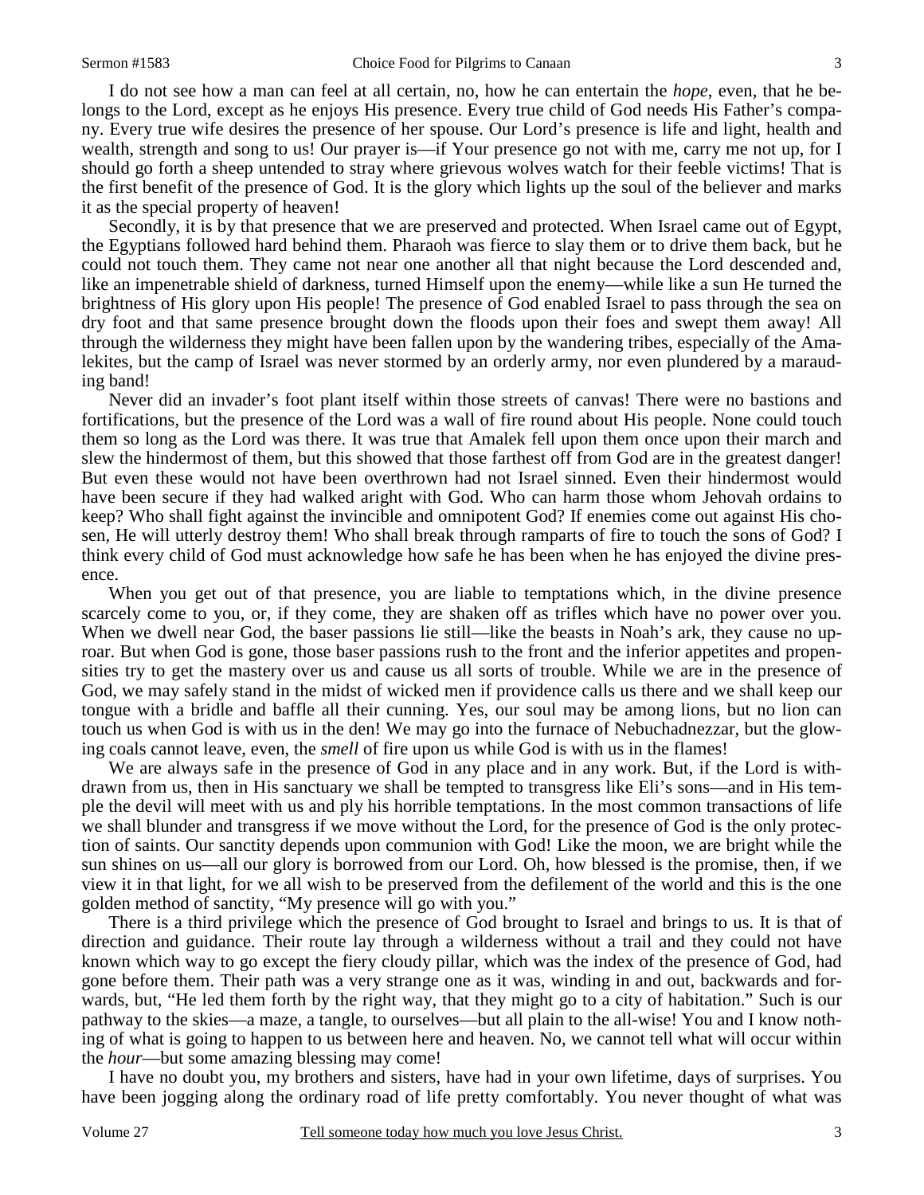I do not see how a man can feel at all certain, no, how he can entertain the *hope*, even, that he belongs to the Lord, except as he enjoys His presence. Every true child of God needs His Father's company. Every true wife desires the presence of her spouse. Our Lord's presence is life and light, health and wealth, strength and song to us! Our prayer is—if Your presence go not with me, carry me not up, for I should go forth a sheep untended to stray where grievous wolves watch for their feeble victims! That is the first benefit of the presence of God. It is the glory which lights up the soul of the believer and marks it as the special property of heaven!

Secondly, it is by that presence that we are preserved and protected. When Israel came out of Egypt, the Egyptians followed hard behind them. Pharaoh was fierce to slay them or to drive them back, but he could not touch them. They came not near one another all that night because the Lord descended and, like an impenetrable shield of darkness, turned Himself upon the enemy—while like a sun He turned the brightness of His glory upon His people! The presence of God enabled Israel to pass through the sea on dry foot and that same presence brought down the floods upon their foes and swept them away! All through the wilderness they might have been fallen upon by the wandering tribes, especially of the Amalekites, but the camp of Israel was never stormed by an orderly army, nor even plundered by a marauding band!

Never did an invader's foot plant itself within those streets of canvas! There were no bastions and fortifications, but the presence of the Lord was a wall of fire round about His people. None could touch them so long as the Lord was there. It was true that Amalek fell upon them once upon their march and slew the hindermost of them, but this showed that those farthest off from God are in the greatest danger! But even these would not have been overthrown had not Israel sinned. Even their hindermost would have been secure if they had walked aright with God. Who can harm those whom Jehovah ordains to keep? Who shall fight against the invincible and omnipotent God? If enemies come out against His chosen, He will utterly destroy them! Who shall break through ramparts of fire to touch the sons of God? I think every child of God must acknowledge how safe he has been when he has enjoyed the divine presence.

When you get out of that presence, you are liable to temptations which, in the divine presence scarcely come to you, or, if they come, they are shaken off as trifles which have no power over you. When we dwell near God, the baser passions lie still—like the beasts in Noah's ark, they cause no uproar. But when God is gone, those baser passions rush to the front and the inferior appetites and propensities try to get the mastery over us and cause us all sorts of trouble. While we are in the presence of God, we may safely stand in the midst of wicked men if providence calls us there and we shall keep our tongue with a bridle and baffle all their cunning. Yes, our soul may be among lions, but no lion can touch us when God is with us in the den! We may go into the furnace of Nebuchadnezzar, but the glowing coals cannot leave, even, the *smell* of fire upon us while God is with us in the flames!

We are always safe in the presence of God in any place and in any work. But, if the Lord is withdrawn from us, then in His sanctuary we shall be tempted to transgress like Eli's sons—and in His temple the devil will meet with us and ply his horrible temptations. In the most common transactions of life we shall blunder and transgress if we move without the Lord, for the presence of God is the only protection of saints. Our sanctity depends upon communion with God! Like the moon, we are bright while the sun shines on us—all our glory is borrowed from our Lord. Oh, how blessed is the promise, then, if we view it in that light, for we all wish to be preserved from the defilement of the world and this is the one golden method of sanctity, "My presence will go with you."

There is a third privilege which the presence of God brought to Israel and brings to us. It is that of direction and guidance. Their route lay through a wilderness without a trail and they could not have known which way to go except the fiery cloudy pillar, which was the index of the presence of God, had gone before them. Their path was a very strange one as it was, winding in and out, backwards and forwards, but, "He led them forth by the right way, that they might go to a city of habitation." Such is our pathway to the skies—a maze, a tangle, to ourselves—but all plain to the all-wise! You and I know nothing of what is going to happen to us between here and heaven. No, we cannot tell what will occur within the *hour*—but some amazing blessing may come!

I have no doubt you, my brothers and sisters, have had in your own lifetime, days of surprises. You have been jogging along the ordinary road of life pretty comfortably. You never thought of what was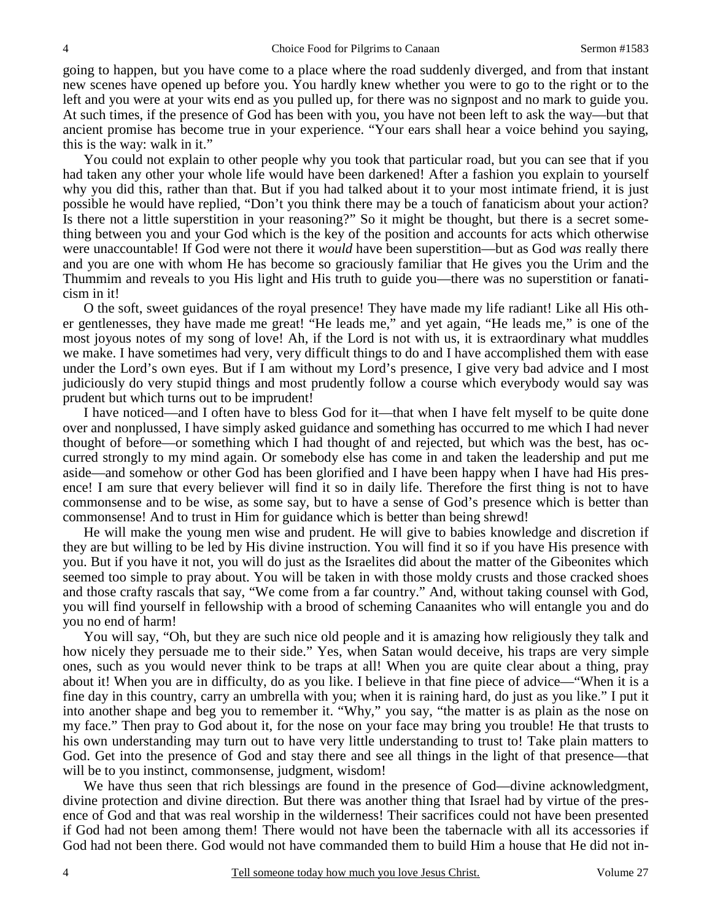going to happen, but you have come to a place where the road suddenly diverged, and from that instant new scenes have opened up before you. You hardly knew whether you were to go to the right or to the left and you were at your wits end as you pulled up, for there was no signpost and no mark to guide you. At such times, if the presence of God has been with you, you have not been left to ask the way—but that ancient promise has become true in your experience. "Your ears shall hear a voice behind you saying, this is the way: walk in it."

You could not explain to other people why you took that particular road, but you can see that if you had taken any other your whole life would have been darkened! After a fashion you explain to yourself why you did this, rather than that. But if you had talked about it to your most intimate friend, it is just possible he would have replied, "Don't you think there may be a touch of fanaticism about your action? Is there not a little superstition in your reasoning?" So it might be thought, but there is a secret something between you and your God which is the key of the position and accounts for acts which otherwise were unaccountable! If God were not there it *would* have been superstition—but as God *was* really there and you are one with whom He has become so graciously familiar that He gives you the Urim and the Thummim and reveals to you His light and His truth to guide you—there was no superstition or fanaticism in it!

O the soft, sweet guidances of the royal presence! They have made my life radiant! Like all His other gentlenesses, they have made me great! "He leads me," and yet again, "He leads me," is one of the most joyous notes of my song of love! Ah, if the Lord is not with us, it is extraordinary what muddles we make. I have sometimes had very, very difficult things to do and I have accomplished them with ease under the Lord's own eyes. But if I am without my Lord's presence, I give very bad advice and I most judiciously do very stupid things and most prudently follow a course which everybody would say was prudent but which turns out to be imprudent!

I have noticed—and I often have to bless God for it—that when I have felt myself to be quite done over and nonplussed, I have simply asked guidance and something has occurred to me which I had never thought of before—or something which I had thought of and rejected, but which was the best, has occurred strongly to my mind again. Or somebody else has come in and taken the leadership and put me aside—and somehow or other God has been glorified and I have been happy when I have had His presence! I am sure that every believer will find it so in daily life. Therefore the first thing is not to have commonsense and to be wise, as some say, but to have a sense of God's presence which is better than commonsense! And to trust in Him for guidance which is better than being shrewd!

He will make the young men wise and prudent. He will give to babies knowledge and discretion if they are but willing to be led by His divine instruction. You will find it so if you have His presence with you. But if you have it not, you will do just as the Israelites did about the matter of the Gibeonites which seemed too simple to pray about. You will be taken in with those moldy crusts and those cracked shoes and those crafty rascals that say, "We come from a far country." And, without taking counsel with God, you will find yourself in fellowship with a brood of scheming Canaanites who will entangle you and do you no end of harm!

You will say, "Oh, but they are such nice old people and it is amazing how religiously they talk and how nicely they persuade me to their side." Yes, when Satan would deceive, his traps are very simple ones, such as you would never think to be traps at all! When you are quite clear about a thing, pray about it! When you are in difficulty, do as you like. I believe in that fine piece of advice—"When it is a fine day in this country, carry an umbrella with you; when it is raining hard, do just as you like." I put it into another shape and beg you to remember it. "Why," you say, "the matter is as plain as the nose on my face." Then pray to God about it, for the nose on your face may bring you trouble! He that trusts to his own understanding may turn out to have very little understanding to trust to! Take plain matters to God. Get into the presence of God and stay there and see all things in the light of that presence—that will be to you instinct, commonsense, judgment, wisdom!

We have thus seen that rich blessings are found in the presence of God—divine acknowledgment, divine protection and divine direction. But there was another thing that Israel had by virtue of the presence of God and that was real worship in the wilderness! Their sacrifices could not have been presented if God had not been among them! There would not have been the tabernacle with all its accessories if God had not been there. God would not have commanded them to build Him a house that He did not in-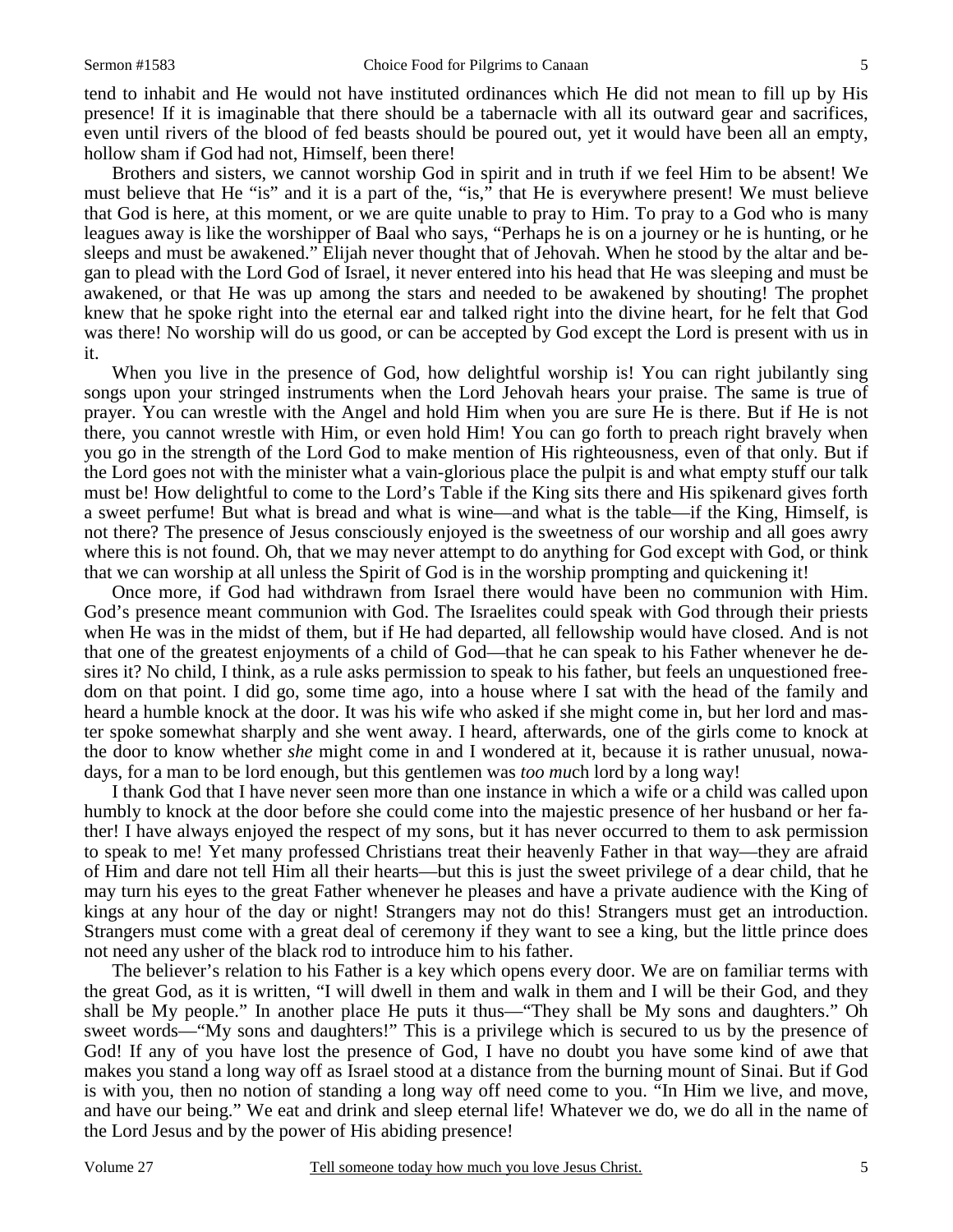tend to inhabit and He would not have instituted ordinances which He did not mean to fill up by His presence! If it is imaginable that there should be a tabernacle with all its outward gear and sacrifices, even until rivers of the blood of fed beasts should be poured out, yet it would have been all an empty, hollow sham if God had not, Himself, been there!

Brothers and sisters, we cannot worship God in spirit and in truth if we feel Him to be absent! We must believe that He "is" and it is a part of the, "is," that He is everywhere present! We must believe that God is here, at this moment, or we are quite unable to pray to Him. To pray to a God who is many leagues away is like the worshipper of Baal who says, "Perhaps he is on a journey or he is hunting, or he sleeps and must be awakened." Elijah never thought that of Jehovah. When he stood by the altar and began to plead with the Lord God of Israel, it never entered into his head that He was sleeping and must be awakened, or that He was up among the stars and needed to be awakened by shouting! The prophet knew that he spoke right into the eternal ear and talked right into the divine heart, for he felt that God was there! No worship will do us good, or can be accepted by God except the Lord is present with us in it.

When you live in the presence of God, how delightful worship is! You can right jubilantly sing songs upon your stringed instruments when the Lord Jehovah hears your praise. The same is true of prayer. You can wrestle with the Angel and hold Him when you are sure He is there. But if He is not there, you cannot wrestle with Him, or even hold Him! You can go forth to preach right bravely when you go in the strength of the Lord God to make mention of His righteousness, even of that only. But if the Lord goes not with the minister what a vain-glorious place the pulpit is and what empty stuff our talk must be! How delightful to come to the Lord's Table if the King sits there and His spikenard gives forth a sweet perfume! But what is bread and what is wine—and what is the table—if the King, Himself, is not there? The presence of Jesus consciously enjoyed is the sweetness of our worship and all goes awry where this is not found. Oh, that we may never attempt to do anything for God except with God, or think that we can worship at all unless the Spirit of God is in the worship prompting and quickening it!

Once more, if God had withdrawn from Israel there would have been no communion with Him. God's presence meant communion with God. The Israelites could speak with God through their priests when He was in the midst of them, but if He had departed, all fellowship would have closed. And is not that one of the greatest enjoyments of a child of God—that he can speak to his Father whenever he desires it? No child, I think, as a rule asks permission to speak to his father, but feels an unquestioned freedom on that point. I did go, some time ago, into a house where I sat with the head of the family and heard a humble knock at the door. It was his wife who asked if she might come in, but her lord and master spoke somewhat sharply and she went away. I heard, afterwards, one of the girls come to knock at the door to know whether *she* might come in and I wondered at it, because it is rather unusual, nowadays, for a man to be lord enough, but this gentlemen was *too muc*h lord by a long way!

I thank God that I have never seen more than one instance in which a wife or a child was called upon humbly to knock at the door before she could come into the majestic presence of her husband or her father! I have always enjoyed the respect of my sons, but it has never occurred to them to ask permission to speak to me! Yet many professed Christians treat their heavenly Father in that way—they are afraid of Him and dare not tell Him all their hearts—but this is just the sweet privilege of a dear child, that he may turn his eyes to the great Father whenever he pleases and have a private audience with the King of kings at any hour of the day or night! Strangers may not do this! Strangers must get an introduction. Strangers must come with a great deal of ceremony if they want to see a king, but the little prince does not need any usher of the black rod to introduce him to his father.

The believer's relation to his Father is a key which opens every door. We are on familiar terms with the great God, as it is written, "I will dwell in them and walk in them and I will be their God, and they shall be My people." In another place He puts it thus—"They shall be My sons and daughters." Oh sweet words—"My sons and daughters!" This is a privilege which is secured to us by the presence of God! If any of you have lost the presence of God, I have no doubt you have some kind of awe that makes you stand a long way off as Israel stood at a distance from the burning mount of Sinai. But if God is with you, then no notion of standing a long way off need come to you. "In Him we live, and move, and have our being." We eat and drink and sleep eternal life! Whatever we do, we do all in the name of the Lord Jesus and by the power of His abiding presence!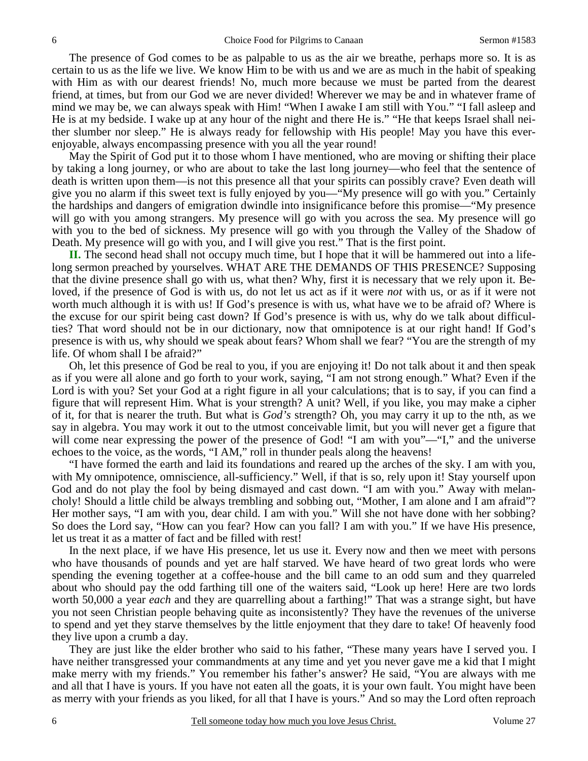The presence of God comes to be as palpable to us as the air we breathe, perhaps more so. It is as certain to us as the life we live. We know Him to be with us and we are as much in the habit of speaking with Him as with our dearest friends! No, much more because we must be parted from the dearest friend, at times, but from our God we are never divided! Wherever we may be and in whatever frame of mind we may be, we can always speak with Him! "When I awake I am still with You." "I fall asleep and He is at my bedside. I wake up at any hour of the night and there He is." "He that keeps Israel shall neither slumber nor sleep." He is always ready for fellowship with His people! May you have this ever-enjoyable, always encompassing presence with you all the year round!

May the Spirit of God put it to those whom I have mentioned, who are moving or shifting their place by taking a long journey, or who are about to take the last long journey—who feel that the sentence of death is written upon them—is not this presence all that your spirits can possibly crave? Even death will give you no alarm if this sweet text is fully enjoyed by you—"My presence will go with you." Certainly the hardships and dangers of emigration dwindle into insignificance before this promise—"My presence will go with you among strangers. My presence will go with you across the sea. My presence will go with you to the bed of sickness. My presence will go with you through the Valley of the Shadow of Death. My presence will go with you, and I will give you rest." That is the first point.

**II.** The second head shall not occupy much time, but I hope that it will be hammered out into a lifelong sermon preached by yourselves. WHAT ARE THE DEMANDS OF THIS PRESENCE? Supposing that the divine presence shall go with us, what then? Why, first it is necessary that we rely upon it. Beloved, if the presence of God is with us, do not let us act as if it were *not* with us, or as if it were not worth much although it is with us! If God's presence is with us, what have we to be afraid of? Where is the excuse for our spirit being cast down? If God's presence is with us, why do we talk about difficulties? That word should not be in our dictionary, now that omnipotence is at our right hand! If God's presence is with us, why should we speak about fears? Whom shall we fear? "You are the strength of my life. Of whom shall I be afraid?"

Oh, let this presence of God be real to you, if you are enjoying it! Do not talk about it and then speak as if you were all alone and go forth to your work, saying, "I am not strong enough." What? Even if the Lord is with you? Set your God at a right figure in all your calculations; that is to say, if you can find a figure that will represent Him. What is your strength? A unit? Well, if you like, you may make a cipher of it, for that is nearer the truth. But what is *God's* strength? Oh, you may carry it up to the nth, as we say in algebra. You may work it out to the utmost conceivable limit, but you will never get a figure that will come near expressing the power of the presence of God! "I am with you"—"I," and the universe echoes to the voice, as the words, "I AM," roll in thunder peals along the heavens!

"I have formed the earth and laid its foundations and reared up the arches of the sky. I am with you, with My omnipotence, omniscience, all-sufficiency." Well, if that is so, rely upon it! Stay yourself upon God and do not play the fool by being dismayed and cast down. "I am with you." Away with melancholy! Should a little child be always trembling and sobbing out, "Mother, I am alone and I am afraid"? Her mother says, "I am with you, dear child. I am with you." Will she not have done with her sobbing? So does the Lord say, "How can you fear? How can you fall? I am with you." If we have His presence, let us treat it as a matter of fact and be filled with rest!

In the next place, if we have His presence, let us use it. Every now and then we meet with persons who have thousands of pounds and yet are half starved. We have heard of two great lords who were spending the evening together at a coffee-house and the bill came to an odd sum and they quarreled about who should pay the odd farthing till one of the waiters said, "Look up here! Here are two lords worth 50,000 a year *each* and they are quarrelling about a farthing!" That was a strange sight, but have you not seen Christian people behaving quite as inconsistently? They have the revenues of the universe to spend and yet they starve themselves by the little enjoyment that they dare to take! Of heavenly food they live upon a crumb a day.

They are just like the elder brother who said to his father, "These many years have I served you. I have neither transgressed your commandments at any time and yet you never gave me a kid that I might make merry with my friends." You remember his father's answer? He said, "You are always with me and all that I have is yours. If you have not eaten all the goats, it is your own fault. You might have been as merry with your friends as you liked, for all that I have is yours." And so may the Lord often reproach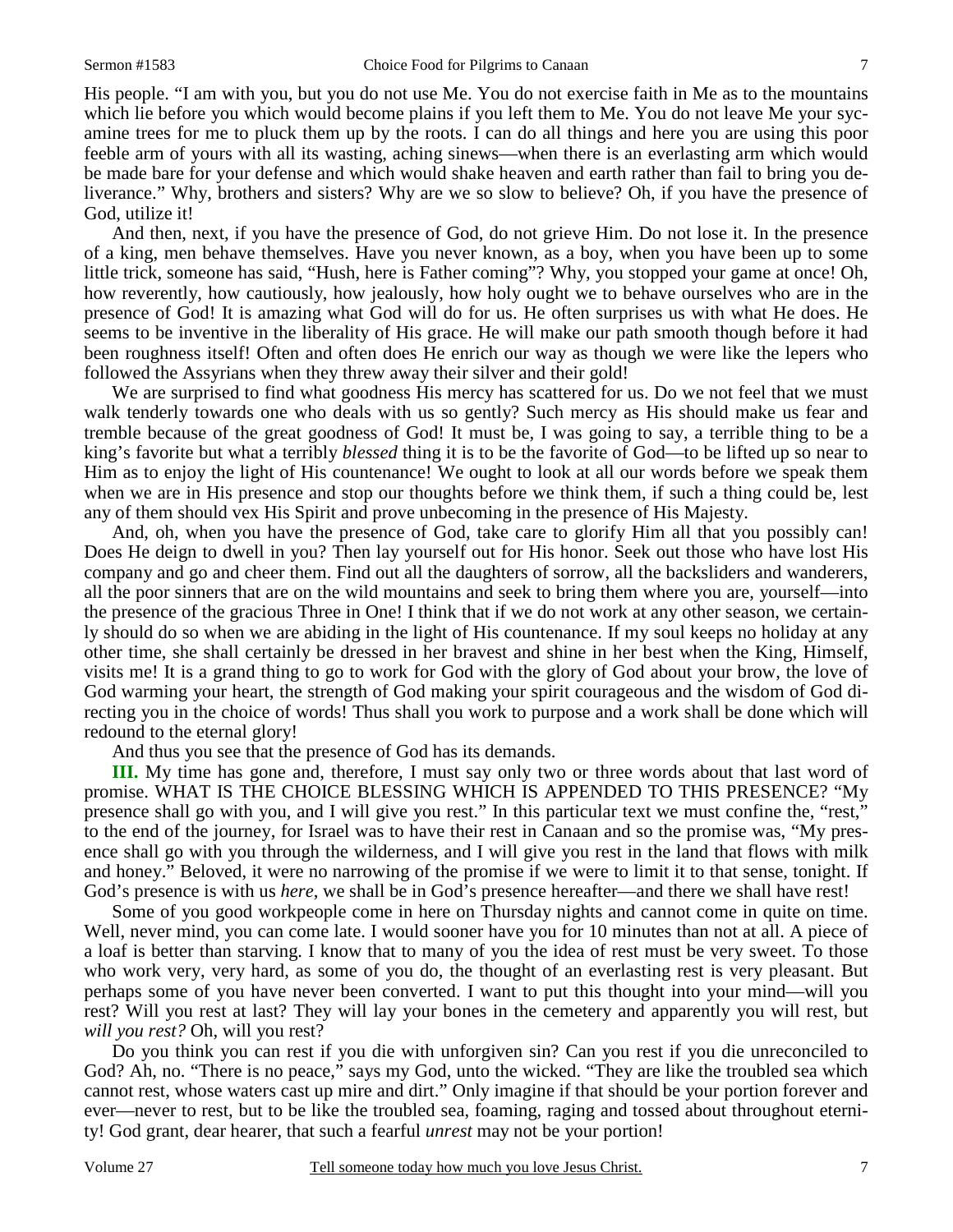His people. "I am with you, but you do not use Me. You do not exercise faith in Me as to the mountains which lie before you which would become plains if you left them to Me. You do not leave Me your sycamine trees for me to pluck them up by the roots. I can do all things and here you are using this poor feeble arm of yours with all its wasting, aching sinews—when there is an everlasting arm which would be made bare for your defense and which would shake heaven and earth rather than fail to bring you deliverance." Why, brothers and sisters? Why are we so slow to believe? Oh, if you have the presence of God, utilize it!

And then, next, if you have the presence of God, do not grieve Him. Do not lose it. In the presence of a king, men behave themselves. Have you never known, as a boy, when you have been up to some little trick, someone has said, "Hush, here is Father coming"? Why, you stopped your game at once! Oh, how reverently, how cautiously, how jealously, how holy ought we to behave ourselves who are in the presence of God! It is amazing what God will do for us. He often surprises us with what He does. He seems to be inventive in the liberality of His grace. He will make our path smooth though before it had been roughness itself! Often and often does He enrich our way as though we were like the lepers who followed the Assyrians when they threw away their silver and their gold!

We are surprised to find what goodness His mercy has scattered for us. Do we not feel that we must walk tenderly towards one who deals with us so gently? Such mercy as His should make us fear and tremble because of the great goodness of God! It must be, I was going to say, a terrible thing to be a king's favorite but what a terribly *blessed* thing it is to be the favorite of God—to be lifted up so near to Him as to enjoy the light of His countenance! We ought to look at all our words before we speak them when we are in His presence and stop our thoughts before we think them, if such a thing could be, lest any of them should vex His Spirit and prove unbecoming in the presence of His Majesty.

And, oh, when you have the presence of God, take care to glorify Him all that you possibly can! Does He deign to dwell in you? Then lay yourself out for His honor. Seek out those who have lost His company and go and cheer them. Find out all the daughters of sorrow, all the backsliders and wanderers, all the poor sinners that are on the wild mountains and seek to bring them where you are, yourself—into the presence of the gracious Three in One! I think that if we do not work at any other season, we certainly should do so when we are abiding in the light of His countenance. If my soul keeps no holiday at any other time, she shall certainly be dressed in her bravest and shine in her best when the King, Himself, visits me! It is a grand thing to go to work for God with the glory of God about your brow, the love of God warming your heart, the strength of God making your spirit courageous and the wisdom of God directing you in the choice of words! Thus shall you work to purpose and a work shall be done which will redound to the eternal glory!

And thus you see that the presence of God has its demands.

**III.** My time has gone and, therefore, I must say only two or three words about that last word of promise. WHAT IS THE CHOICE BLESSING WHICH IS APPENDED TO THIS PRESENCE? "My presence shall go with you, and I will give you rest." In this particular text we must confine the, "rest," to the end of the journey, for Israel was to have their rest in Canaan and so the promise was, "My presence shall go with you through the wilderness, and I will give you rest in the land that flows with milk and honey." Beloved, it were no narrowing of the promise if we were to limit it to that sense, tonight. If God's presence is with us *here*, we shall be in God's presence hereafter—and there we shall have rest!

Some of you good workpeople come in here on Thursday nights and cannot come in quite on time. Well, never mind, you can come late. I would sooner have you for 10 minutes than not at all. A piece of a loaf is better than starving. I know that to many of you the idea of rest must be very sweet. To those who work very, very hard, as some of you do, the thought of an everlasting rest is very pleasant. But perhaps some of you have never been converted. I want to put this thought into your mind—will you rest? Will you rest at last? They will lay your bones in the cemetery and apparently you will rest, but *will you rest?* Oh, will you rest?

Do you think you can rest if you die with unforgiven sin? Can you rest if you die unreconciled to God? Ah, no. "There is no peace," says my God, unto the wicked. "They are like the troubled sea which cannot rest, whose waters cast up mire and dirt." Only imagine if that should be your portion forever and ever—never to rest, but to be like the troubled sea, foaming, raging and tossed about throughout eternity! God grant, dear hearer, that such a fearful *unrest* may not be your portion!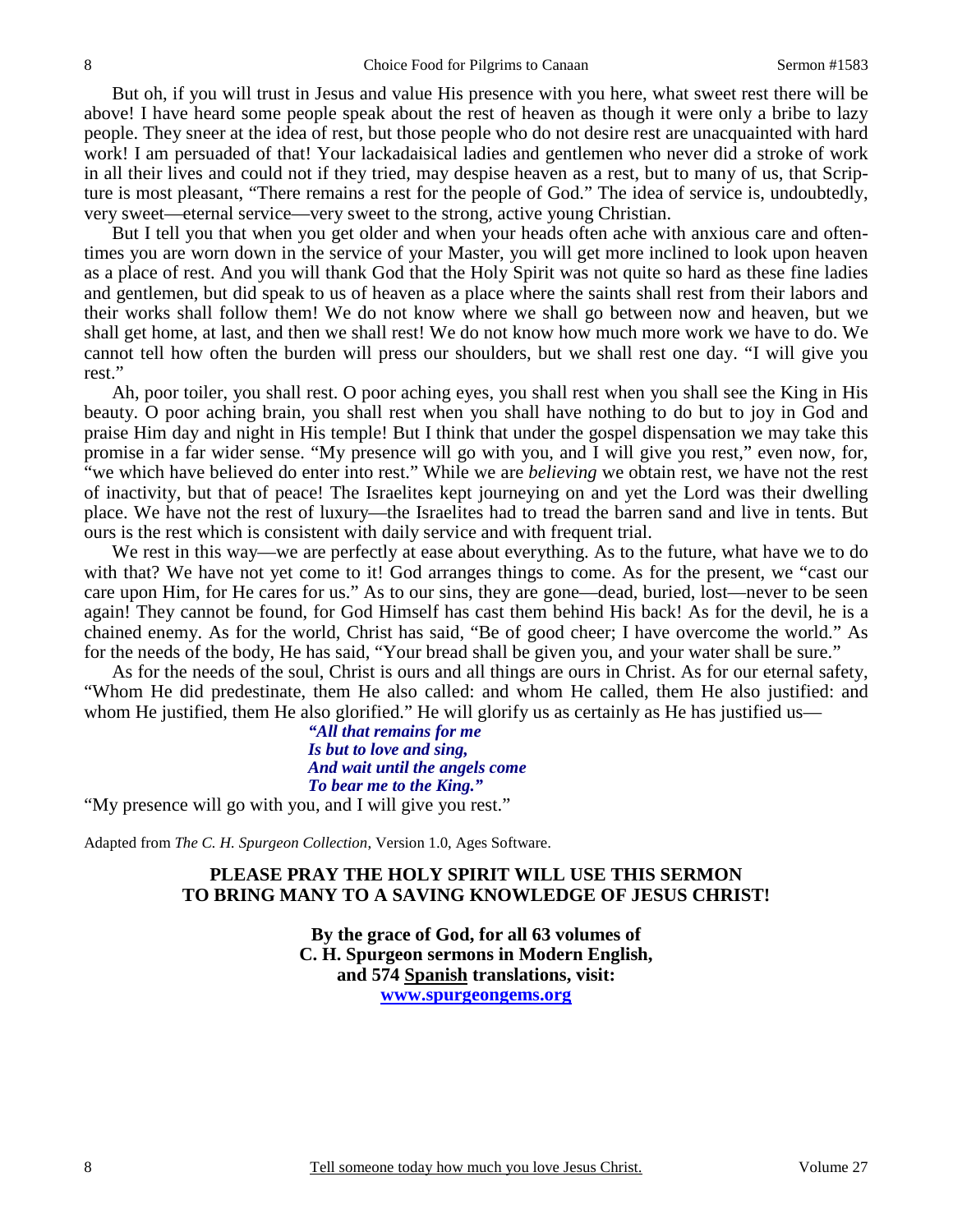But oh, if you will trust in Jesus and value His presence with you here, what sweet rest there will be above! I have heard some people speak about the rest of heaven as though it were only a bribe to lazy people. They sneer at the idea of rest, but those people who do not desire rest are unacquainted with hard work! I am persuaded of that! Your lackadaisical ladies and gentlemen who never did a stroke of work in all their lives and could not if they tried, may despise heaven as a rest, but to many of us, that Scripture is most pleasant, "There remains a rest for the people of God." The idea of service is, undoubtedly, very sweet—eternal service—very sweet to the strong, active young Christian.

But I tell you that when you get older and when your heads often ache with anxious care and oftentimes you are worn down in the service of your Master, you will get more inclined to look upon heaven as a place of rest. And you will thank God that the Holy Spirit was not quite so hard as these fine ladies and gentlemen, but did speak to us of heaven as a place where the saints shall rest from their labors and their works shall follow them! We do not know where we shall go between now and heaven, but we shall get home, at last, and then we shall rest! We do not know how much more work we have to do. We cannot tell how often the burden will press our shoulders, but we shall rest one day. "I will give you rest."

Ah, poor toiler, you shall rest. O poor aching eyes, you shall rest when you shall see the King in His beauty. O poor aching brain, you shall rest when you shall have nothing to do but to joy in God and praise Him day and night in His temple! But I think that under the gospel dispensation we may take this promise in a far wider sense. "My presence will go with you, and I will give you rest," even now, for, "we which have believed do enter into rest." While we are *believing* we obtain rest, we have not the rest of inactivity, but that of peace! The Israelites kept journeying on and yet the Lord was their dwelling place. We have not the rest of luxury—the Israelites had to tread the barren sand and live in tents. But ours is the rest which is consistent with daily service and with frequent trial.

We rest in this way—we are perfectly at ease about everything. As to the future, what have we to do with that? We have not yet come to it! God arranges things to come. As for the present, we "cast our care upon Him, for He cares for us." As to our sins, they are gone—dead, buried, lost—never to be seen again! They cannot be found, for God Himself has cast them behind His back! As for the devil, he is a chained enemy. As for the world, Christ has said, "Be of good cheer; I have overcome the world." As for the needs of the body, He has said, "Your bread shall be given you, and your water shall be sure."

As for the needs of the soul, Christ is ours and all things are ours in Christ. As for our eternal safety, "Whom He did predestinate, them He also called: and whom He called, them He also justified: and whom He justified, them He also glorified." He will glorify us as certainly as He has justified us—

***"All that remains for me***
***Is but to love and sing,***
***And wait until the angels come***
***To bear me to the King."***

"My presence will go with you, and I will give you rest."

Adapted from *The C. H. Spurgeon Collection,* Version 1.0, Ages Software.

**PLEASE PRAY THE HOLY SPIRIT WILL USE THIS SERMON TO BRING MANY TO A SAVING KNOWLEDGE OF JESUS CHRIST!**

**By the grace of God, for all 63 volumes of C. H. Spurgeon sermons in Modern English, and 574 Spanish translations, visit: www.spurgeongems.org**